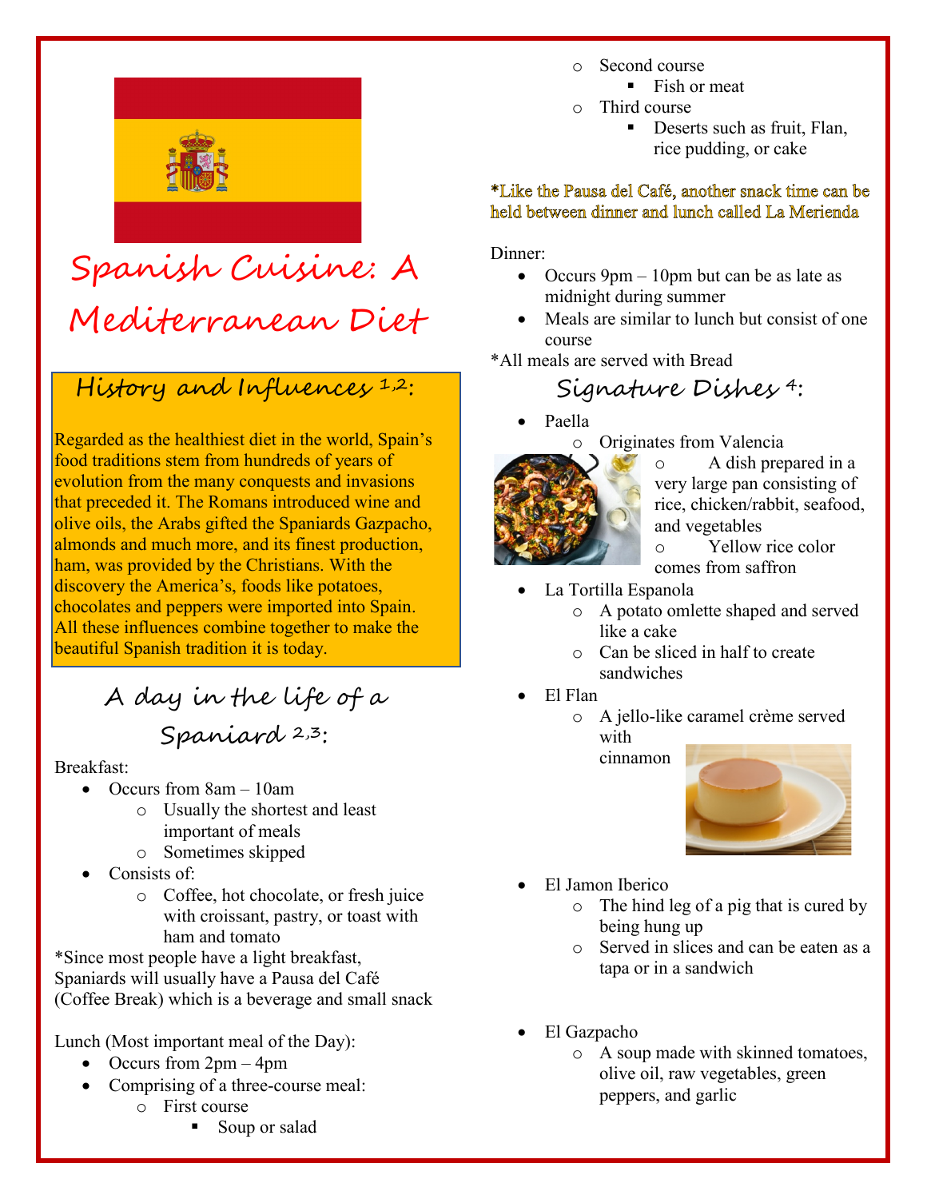# Spanish Cuisine: A Mediterranean Diet

## History and Influences [1,2]:

Regarded as the healthiest diet in the world, Spain's food traditions stem from hundreds of years of evolution from the many conquests and invasions that preceded it. The Romans introduced wine and olive oils, the Arabs gifted the Spaniards Gazpacho, almonds and much more, and its finest production, ham, was provided by the Christians. With the discovery the America's, foods like potatoes, chocolates and peppers were imported into Spain. All these influences combine together to make the beautiful Spanish tradition it is today.

## A day in the life of a Spaniard [2,3]:

Breakfast:

- Occurs from 8am – 10am
  - Usually the shortest and least important of meals
  - Sometimes skipped
- Consists of:
  - Coffee, hot chocolate, or fresh juice with croissant, pastry, or toast with ham and tomato

*Since most people have a light breakfast, Spaniards will usually have a Pausa del Café (Coffee Break) which is a beverage and small snack

Lunch (Most important meal of the Day):

- Occurs from 2pm – 4pm
- Comprising of a three-course meal:
  - First course
    - Soup or salad
  - Second course
    - Fish or meat
  - Third course
    - Deserts such as fruit, Flan, rice pudding, or cake

*Like the Pausa del Café, another snack time can be held between dinner and lunch called La Merienda

Dinner:

- Occurs 9pm – 10pm but can be as late as midnight during summer
- Meals are similar to lunch but consist of one course

*All meals are served with Bread

## Signature Dishes [4]:

- Paella
  - Originates from Valencia
  - A dish prepared in a very large pan consisting of rice, chicken/rabbit, seafood, and vegetables
  - Yellow rice color comes from saffron
- La Tortilla Espanola
  - A potato omlette shaped and served like a cake
  - Can be sliced in half to create sandwiches
- El Flan
  - A jello-like caramel crème served with cinnamon
- El Jamon Iberico
  - The hind leg of a pig that is cured by being hung up
  - Served in slices and can be eaten as a tapa or in a sandwich
- El Gazpacho
  - A soup made with skinned tomatoes, olive oil, raw vegetables, green peppers, and garlic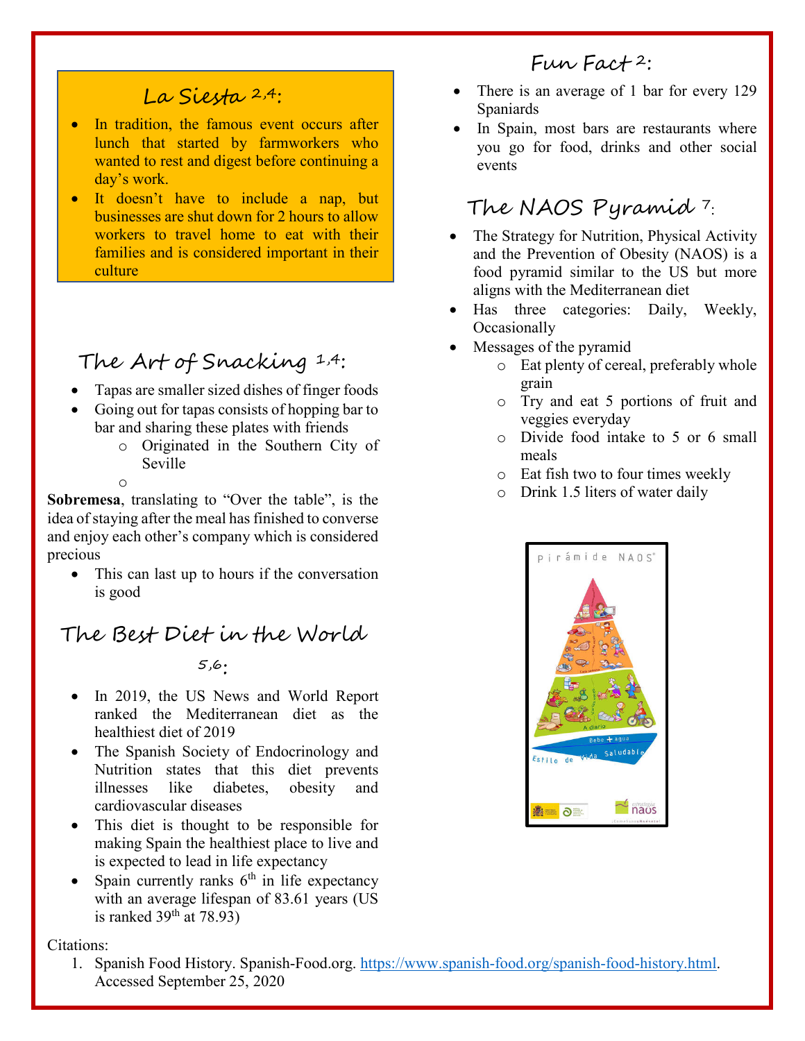## La Siesta [2,4]:

- In tradition, the famous event occurs after lunch that started by farmworkers who wanted to rest and digest before continuing a day's work.
- It doesn't have to include a nap, but businesses are shut down for 2 hours to allow workers to travel home to eat with their families and is considered important in their culture

## The Art of Snacking [1,4]:

- Tapas are smaller sized dishes of finger foods
- Going out for tapas consists of hopping bar to bar and sharing these plates with friends
  - Originated in the Southern City of Seville

**Sobremesa**, translating to "Over the table", is the idea of staying after the meal has finished to converse and enjoy each other's company which is considered precious

- This can last up to hours if the conversation is good

## The Best Diet in the World [5,6]:

- In 2019, the US News and World Report ranked the Mediterranean diet as the healthiest diet of 2019
- The Spanish Society of Endocrinology and Nutrition states that this diet prevents illnesses like diabetes, obesity and cardiovascular diseases
- This diet is thought to be responsible for making Spain the healthiest place to live and is expected to lead in life expectancy
- Spain currently ranks 6th in life expectancy with an average lifespan of 83.61 years (US is ranked 39th at 78.93)

## Fun Fact [2]:

- There is an average of 1 bar for every 129 Spaniards
- In Spain, most bars are restaurants where you go for food, drinks and other social events

## The NAOS Pyramid [7]:

- The Strategy for Nutrition, Physical Activity and the Prevention of Obesity (NAOS) is a food pyramid similar to the US but more aligns with the Mediterranean diet
- Has three categories: Daily, Weekly, Occasionally
- Messages of the pyramid
  - Eat plenty of cereal, preferably whole grain
  - Try and eat 5 portions of fruit and veggies everyday
  - Divide food intake to 5 or 6 small meals
  - Eat fish two to four times weekly
  - Drink 1.5 liters of water daily

Citations:

1. Spanish Food History. Spanish-Food.org. https://www.spanish-food.org/spanish-food-history.html. Accessed September 25, 2020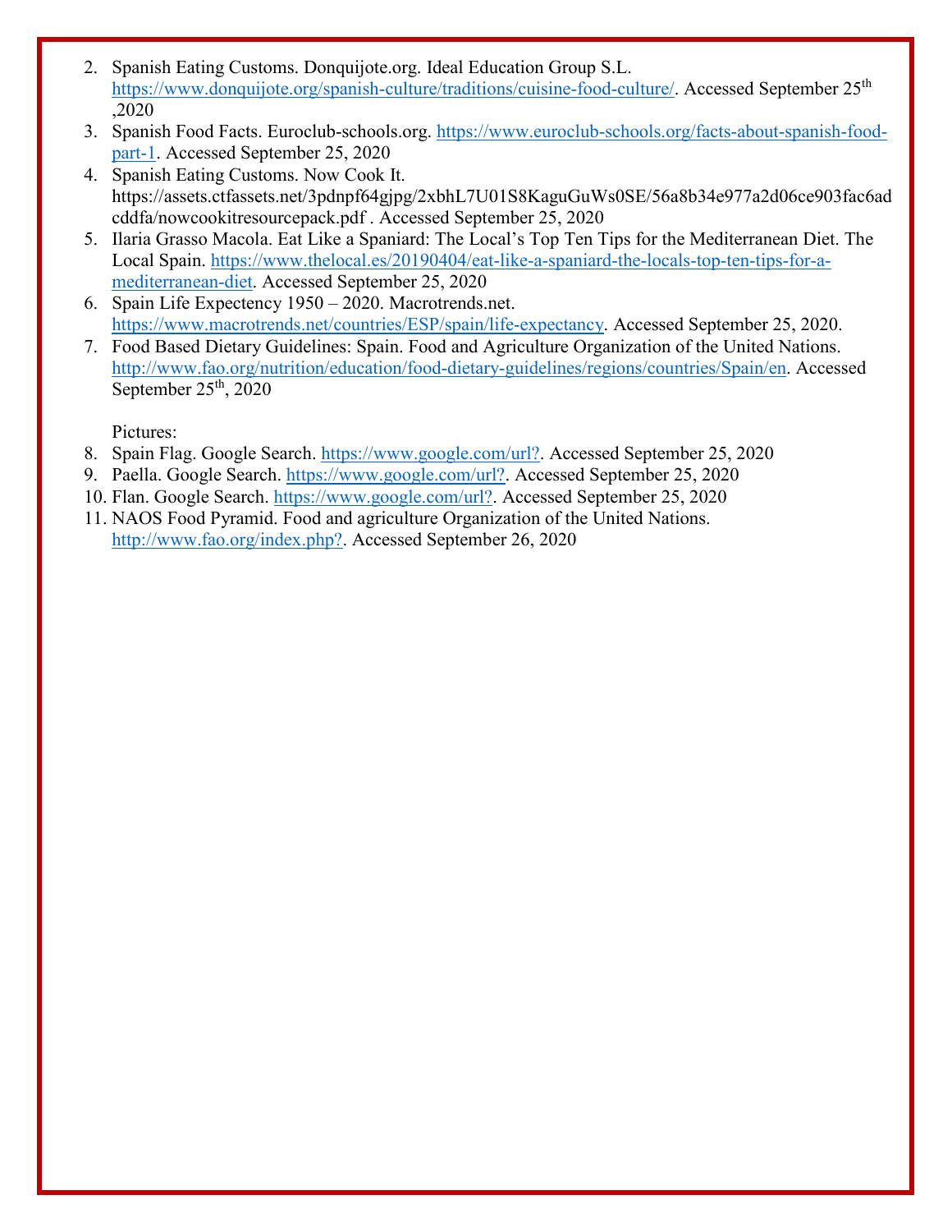2. Spanish Eating Customs. Donquijote.org. Ideal Education Group S.L. https://www.donquijote.org/spanish-culture/traditions/cuisine-food-culture/. Accessed September 25th ,2020
3. Spanish Food Facts. Euroclub-schools.org. https://www.euroclub-schools.org/facts-about-spanish-food-part-1. Accessed September 25, 2020
4. Spanish Eating Customs. Now Cook It. https://assets.ctfassets.net/3pdnpf64gjpg/2xbhL7U01S8KaguGuWs0SE/56a8b34e977a2d06ce903fac6adcddfa/nowcookitresourcepack.pdf . Accessed September 25, 2020
5. Ilaria Grasso Macola. Eat Like a Spaniard: The Local's Top Ten Tips for the Mediterranean Diet. The Local Spain. https://www.thelocal.es/20190404/eat-like-a-spaniard-the-locals-top-ten-tips-for-a-mediterranean-diet. Accessed September 25, 2020
6. Spain Life Expectency 1950 – 2020. Macrotrends.net. https://www.macrotrends.net/countries/ESP/spain/life-expectancy. Accessed September 25, 2020.
7. Food Based Dietary Guidelines: Spain. Food and Agriculture Organization of the United Nations. http://www.fao.org/nutrition/education/food-dietary-guidelines/regions/countries/Spain/en. Accessed September 25th, 2020

Pictures:

8. Spain Flag. Google Search. https://www.google.com/url?. Accessed September 25, 2020
9. Paella. Google Search. https://www.google.com/url?. Accessed September 25, 2020
10. Flan. Google Search. https://www.google.com/url?. Accessed September 25, 2020
11. NAOS Food Pyramid. Food and agriculture Organization of the United Nations. http://www.fao.org/index.php?. Accessed September 26, 2020